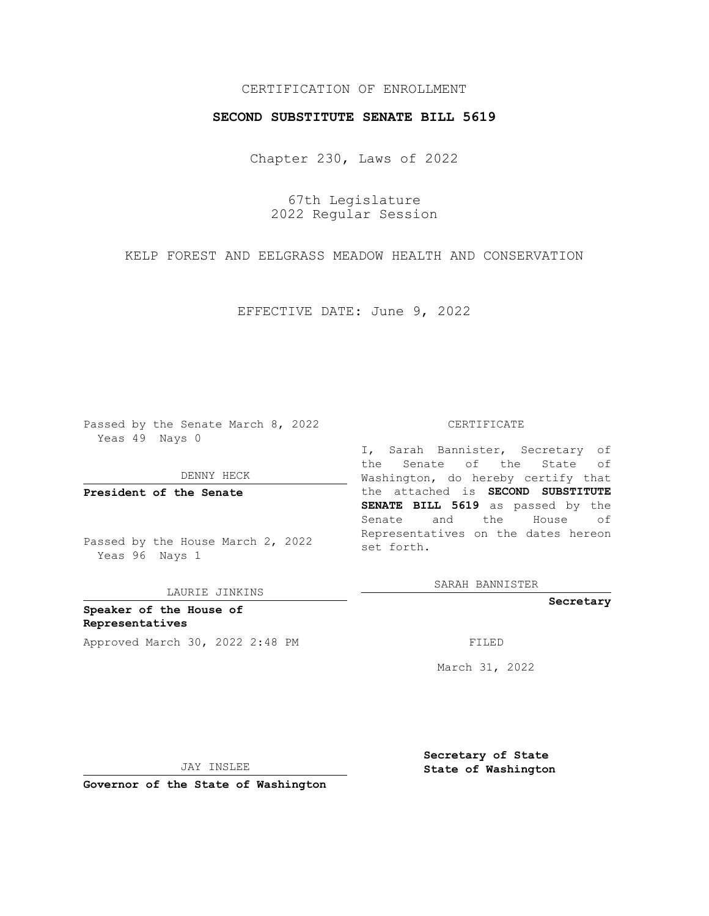CERTIFICATION OF ENROLLMENT

# SECOND SUBSTITUTE SENATE BILL 5619

Chapter 230, Laws of 2022

67th Legislature
2022 Regular Session

KELP FOREST AND EELGRASS MEADOW HEALTH AND CONSERVATION

EFFECTIVE DATE: June 9, 2022

Passed by the Senate March 8, 2022
Yeas 49 Nays 0

DENNY HECK

**President of the Senate**

Passed by the House March 2, 2022
Yeas 96 Nays 1

LAURIE JINKINS

**Speaker of the House of Representatives**

Approved March 30, 2022 2:48 PM

JAY INSLEE

**Governor of the State of Washington**

CERTIFICATE

I, Sarah Bannister, Secretary of the Senate of the State of Washington, do hereby certify that the attached is **SECOND SUBSTITUTE SENATE BILL 5619** as passed by the Senate and the House of Representatives on the dates hereon set forth.

SARAH BANNISTER

**Secretary**

FILED

March 31, 2022

**Secretary of State**
**State of Washington**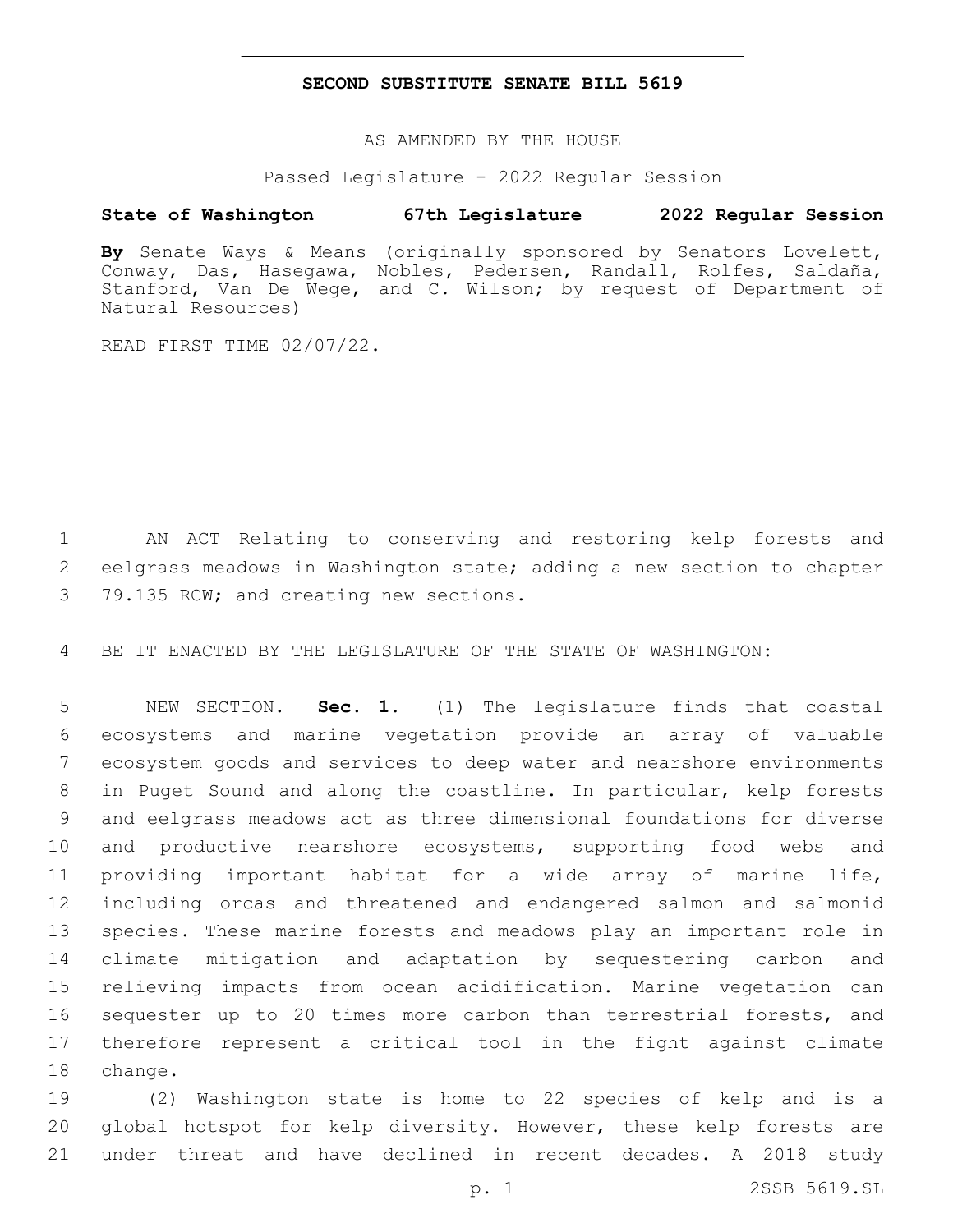# SECOND SUBSTITUTE SENATE BILL 5619

AS AMENDED BY THE HOUSE

Passed Legislature - 2022 Regular Session

**State of Washington 67th Legislature 2022 Regular Session**

**By** Senate Ways & Means (originally sponsored by Senators Lovelett, Conway, Das, Hasegawa, Nobles, Pedersen, Randall, Rolfes, Saldaña, Stanford, Van De Wege, and C. Wilson; by request of Department of Natural Resources)

READ FIRST TIME 02/07/22.

AN ACT Relating to conserving and restoring kelp forests and eelgrass meadows in Washington state; adding a new section to chapter 79.135 RCW; and creating new sections.

BE IT ENACTED BY THE LEGISLATURE OF THE STATE OF WASHINGTON:

NEW SECTION. **Sec. 1.** (1) The legislature finds that coastal ecosystems and marine vegetation provide an array of valuable ecosystem goods and services to deep water and nearshore environments in Puget Sound and along the coastline. In particular, kelp forests and eelgrass meadows act as three dimensional foundations for diverse and productive nearshore ecosystems, supporting food webs and providing important habitat for a wide array of marine life, including orcas and threatened and endangered salmon and salmonid species. These marine forests and meadows play an important role in climate mitigation and adaptation by sequestering carbon and relieving impacts from ocean acidification. Marine vegetation can sequester up to 20 times more carbon than terrestrial forests, and therefore represent a critical tool in the fight against climate change.

(2) Washington state is home to 22 species of kelp and is a global hotspot for kelp diversity. However, these kelp forests are under threat and have declined in recent decades. A 2018 study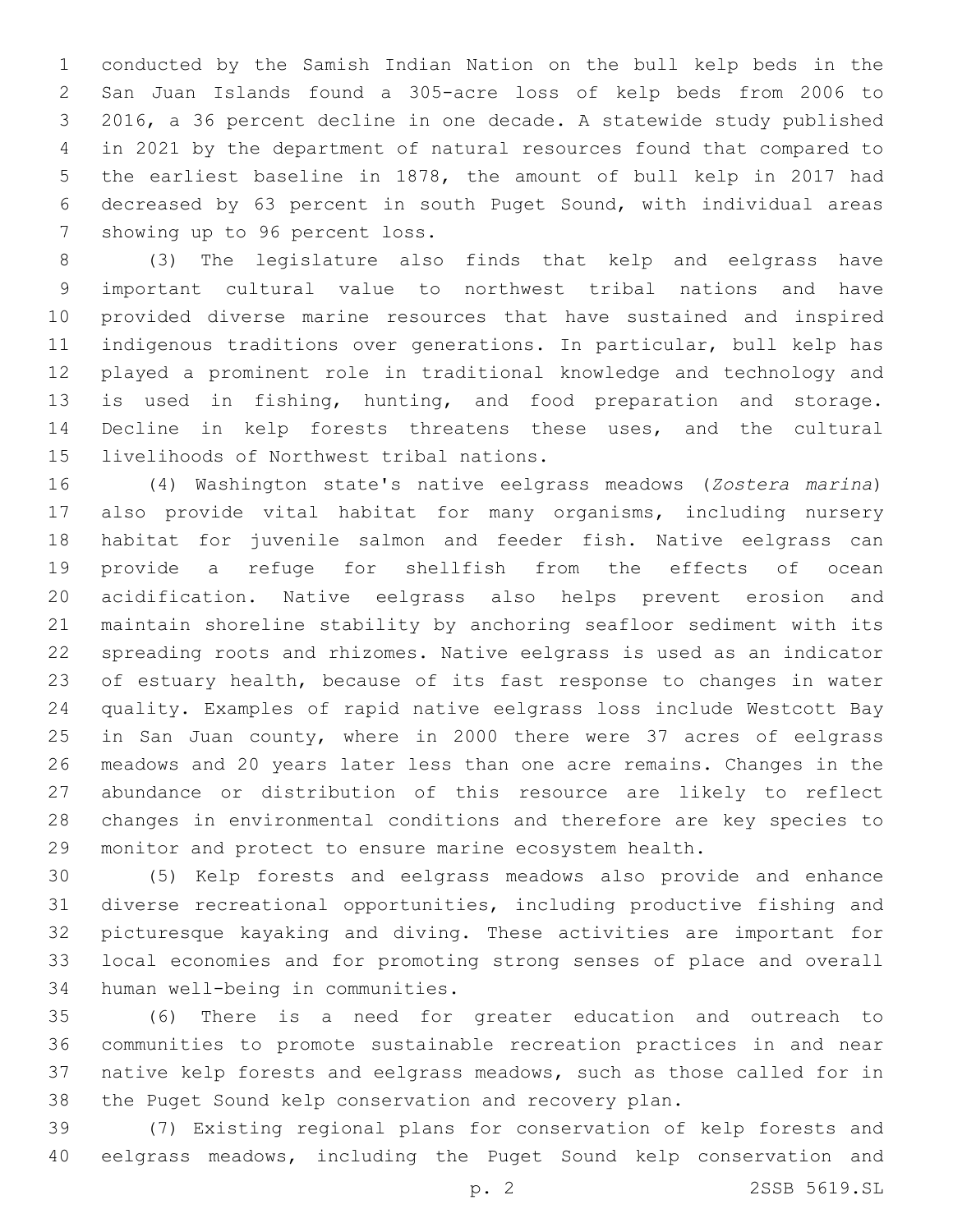conducted by the Samish Indian Nation on the bull kelp beds in the San Juan Islands found a 305-acre loss of kelp beds from 2006 to 2016, a 36 percent decline in one decade. A statewide study published in 2021 by the department of natural resources found that compared to the earliest baseline in 1878, the amount of bull kelp in 2017 had decreased by 63 percent in south Puget Sound, with individual areas showing up to 96 percent loss.

(3) The legislature also finds that kelp and eelgrass have important cultural value to northwest tribal nations and have provided diverse marine resources that have sustained and inspired indigenous traditions over generations. In particular, bull kelp has played a prominent role in traditional knowledge and technology and is used in fishing, hunting, and food preparation and storage. Decline in kelp forests threatens these uses, and the cultural livelihoods of Northwest tribal nations.

(4) Washington state's native eelgrass meadows (*Zostera marina*) also provide vital habitat for many organisms, including nursery habitat for juvenile salmon and feeder fish. Native eelgrass can provide a refuge for shellfish from the effects of ocean acidification. Native eelgrass also helps prevent erosion and maintain shoreline stability by anchoring seafloor sediment with its spreading roots and rhizomes. Native eelgrass is used as an indicator of estuary health, because of its fast response to changes in water quality. Examples of rapid native eelgrass loss include Westcott Bay in San Juan county, where in 2000 there were 37 acres of eelgrass meadows and 20 years later less than one acre remains. Changes in the abundance or distribution of this resource are likely to reflect changes in environmental conditions and therefore are key species to monitor and protect to ensure marine ecosystem health.

(5) Kelp forests and eelgrass meadows also provide and enhance diverse recreational opportunities, including productive fishing and picturesque kayaking and diving. These activities are important for local economies and for promoting strong senses of place and overall human well-being in communities.

(6) There is a need for greater education and outreach to communities to promote sustainable recreation practices in and near native kelp forests and eelgrass meadows, such as those called for in the Puget Sound kelp conservation and recovery plan.

(7) Existing regional plans for conservation of kelp forests and eelgrass meadows, including the Puget Sound kelp conservation and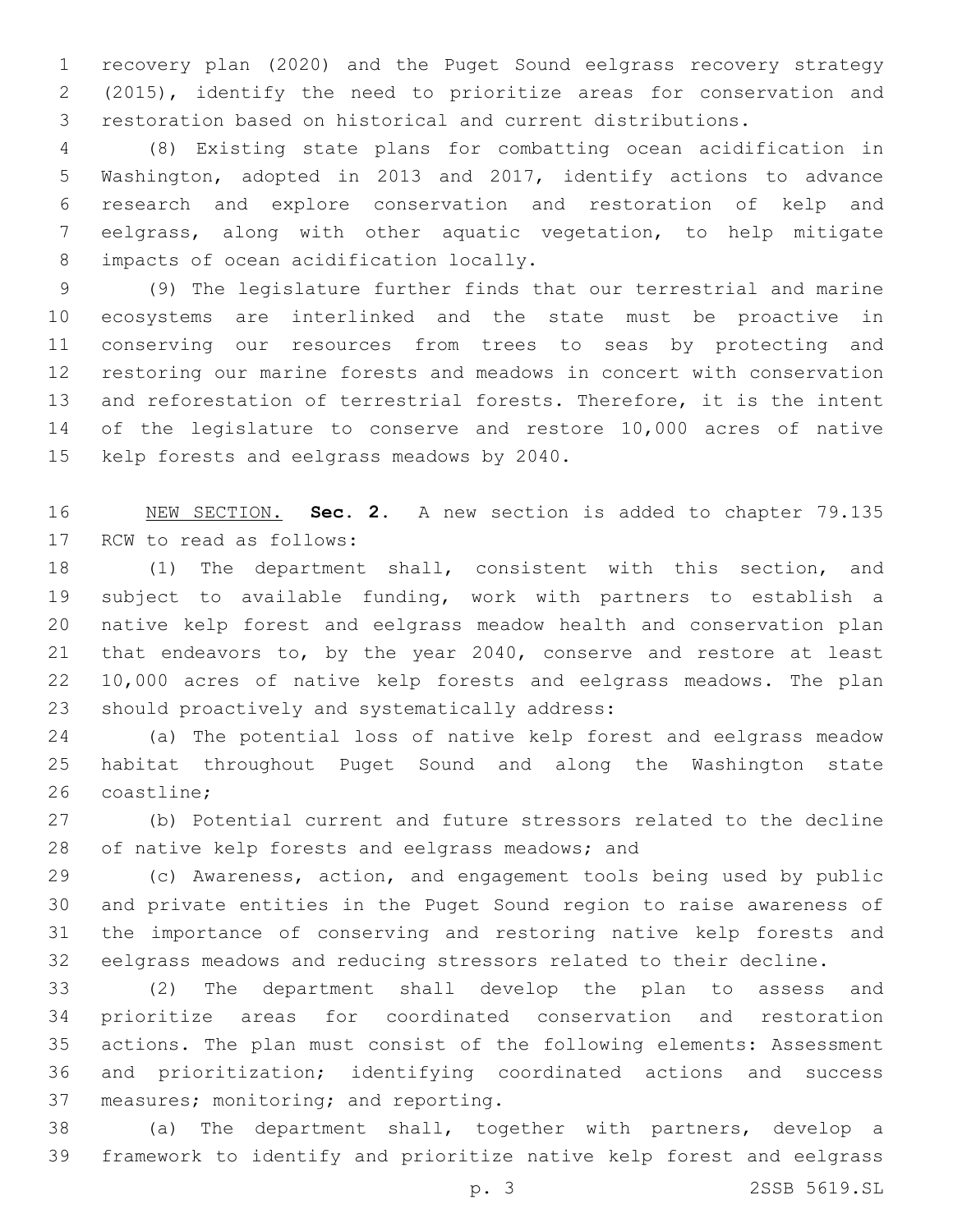recovery plan (2020) and the Puget Sound eelgrass recovery strategy (2015), identify the need to prioritize areas for conservation and restoration based on historical and current distributions.

(8) Existing state plans for combatting ocean acidification in Washington, adopted in 2013 and 2017, identify actions to advance research and explore conservation and restoration of kelp and eelgrass, along with other aquatic vegetation, to help mitigate impacts of ocean acidification locally.

(9) The legislature further finds that our terrestrial and marine ecosystems are interlinked and the state must be proactive in conserving our resources from trees to seas by protecting and restoring our marine forests and meadows in concert with conservation and reforestation of terrestrial forests. Therefore, it is the intent of the legislature to conserve and restore 10,000 acres of native kelp forests and eelgrass meadows by 2040.

NEW SECTION. **Sec. 2.** A new section is added to chapter 79.135 RCW to read as follows:

(1) The department shall, consistent with this section, and subject to available funding, work with partners to establish a native kelp forest and eelgrass meadow health and conservation plan that endeavors to, by the year 2040, conserve and restore at least 10,000 acres of native kelp forests and eelgrass meadows. The plan should proactively and systematically address:

(a) The potential loss of native kelp forest and eelgrass meadow habitat throughout Puget Sound and along the Washington state coastline;

(b) Potential current and future stressors related to the decline of native kelp forests and eelgrass meadows; and

(c) Awareness, action, and engagement tools being used by public and private entities in the Puget Sound region to raise awareness of the importance of conserving and restoring native kelp forests and eelgrass meadows and reducing stressors related to their decline.

(2) The department shall develop the plan to assess and prioritize areas for coordinated conservation and restoration actions. The plan must consist of the following elements: Assessment and prioritization; identifying coordinated actions and success measures; monitoring; and reporting.

(a) The department shall, together with partners, develop a framework to identify and prioritize native kelp forest and eelgrass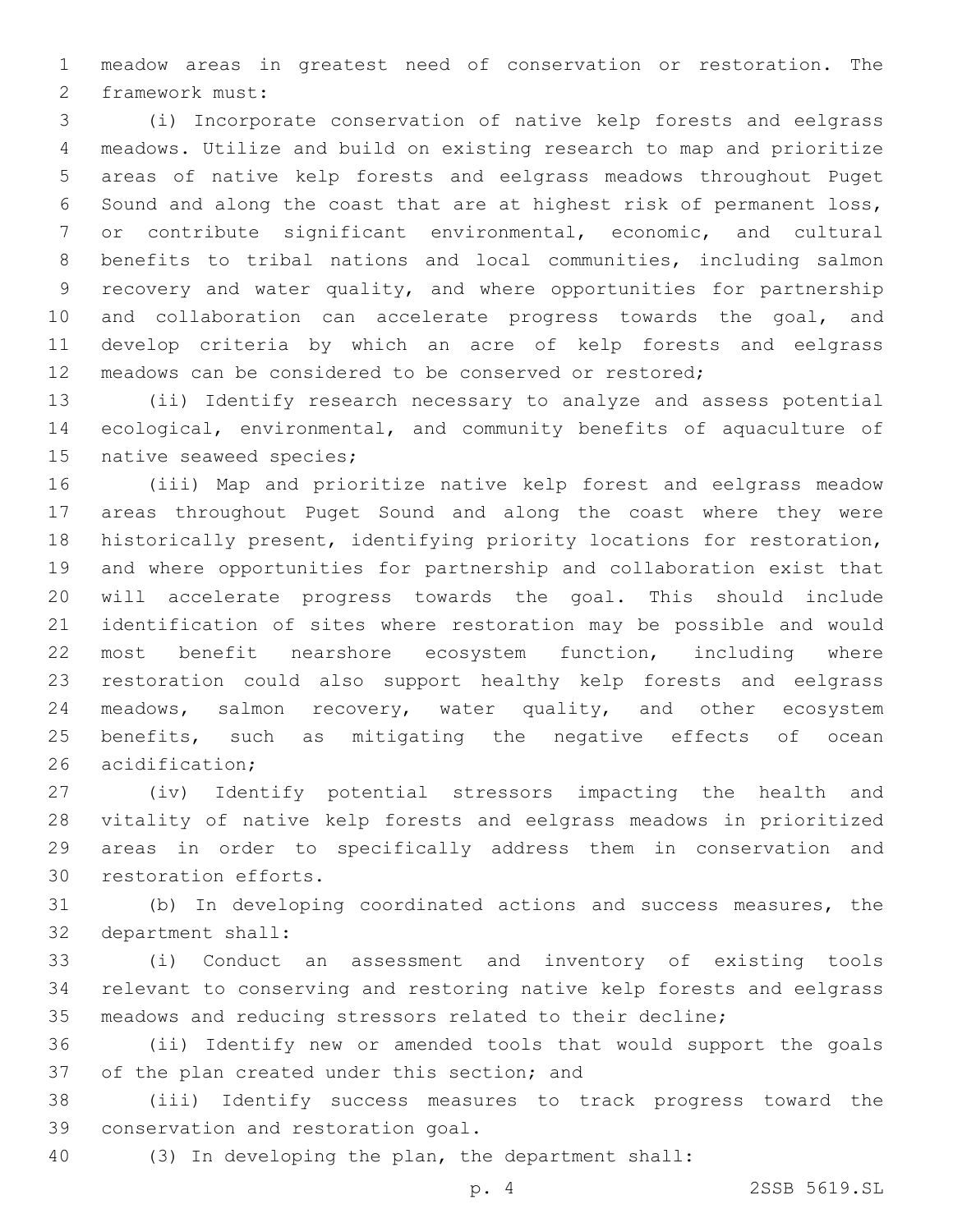meadow areas in greatest need of conservation or restoration. The framework must:

(i) Incorporate conservation of native kelp forests and eelgrass meadows. Utilize and build on existing research to map and prioritize areas of native kelp forests and eelgrass meadows throughout Puget Sound and along the coast that are at highest risk of permanent loss, or contribute significant environmental, economic, and cultural benefits to tribal nations and local communities, including salmon recovery and water quality, and where opportunities for partnership and collaboration can accelerate progress towards the goal, and develop criteria by which an acre of kelp forests and eelgrass meadows can be considered to be conserved or restored;

(ii) Identify research necessary to analyze and assess potential ecological, environmental, and community benefits of aquaculture of native seaweed species;

(iii) Map and prioritize native kelp forest and eelgrass meadow areas throughout Puget Sound and along the coast where they were historically present, identifying priority locations for restoration, and where opportunities for partnership and collaboration exist that will accelerate progress towards the goal. This should include identification of sites where restoration may be possible and would most benefit nearshore ecosystem function, including where restoration could also support healthy kelp forests and eelgrass meadows, salmon recovery, water quality, and other ecosystem benefits, such as mitigating the negative effects of ocean acidification;

(iv) Identify potential stressors impacting the health and vitality of native kelp forests and eelgrass meadows in prioritized areas in order to specifically address them in conservation and restoration efforts.

(b) In developing coordinated actions and success measures, the department shall:

(i) Conduct an assessment and inventory of existing tools relevant to conserving and restoring native kelp forests and eelgrass meadows and reducing stressors related to their decline;

(ii) Identify new or amended tools that would support the goals of the plan created under this section; and

(iii) Identify success measures to track progress toward the conservation and restoration goal.

(3) In developing the plan, the department shall: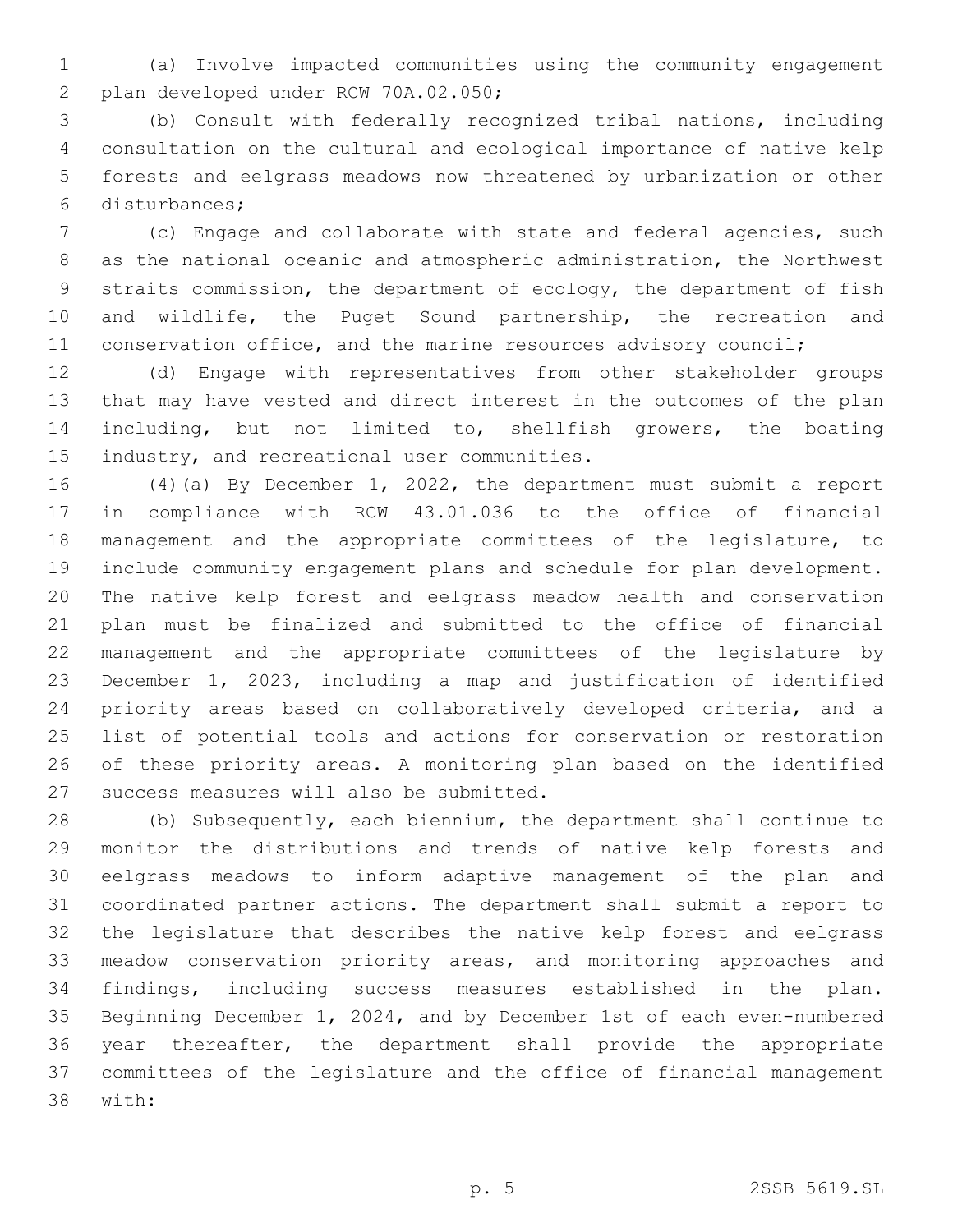(a) Involve impacted communities using the community engagement plan developed under RCW 70A.02.050;

(b) Consult with federally recognized tribal nations, including consultation on the cultural and ecological importance of native kelp forests and eelgrass meadows now threatened by urbanization or other disturbances;

(c) Engage and collaborate with state and federal agencies, such as the national oceanic and atmospheric administration, the Northwest straits commission, the department of ecology, the department of fish and wildlife, the Puget Sound partnership, the recreation and conservation office, and the marine resources advisory council;

(d) Engage with representatives from other stakeholder groups that may have vested and direct interest in the outcomes of the plan including, but not limited to, shellfish growers, the boating industry, and recreational user communities.

(4)(a) By December 1, 2022, the department must submit a report in compliance with RCW 43.01.036 to the office of financial management and the appropriate committees of the legislature, to include community engagement plans and schedule for plan development. The native kelp forest and eelgrass meadow health and conservation plan must be finalized and submitted to the office of financial management and the appropriate committees of the legislature by December 1, 2023, including a map and justification of identified priority areas based on collaboratively developed criteria, and a list of potential tools and actions for conservation or restoration of these priority areas. A monitoring plan based on the identified success measures will also be submitted.

(b) Subsequently, each biennium, the department shall continue to monitor the distributions and trends of native kelp forests and eelgrass meadows to inform adaptive management of the plan and coordinated partner actions. The department shall submit a report to the legislature that describes the native kelp forest and eelgrass meadow conservation priority areas, and monitoring approaches and findings, including success measures established in the plan. Beginning December 1, 2024, and by December 1st of each even-numbered year thereafter, the department shall provide the appropriate committees of the legislature and the office of financial management with: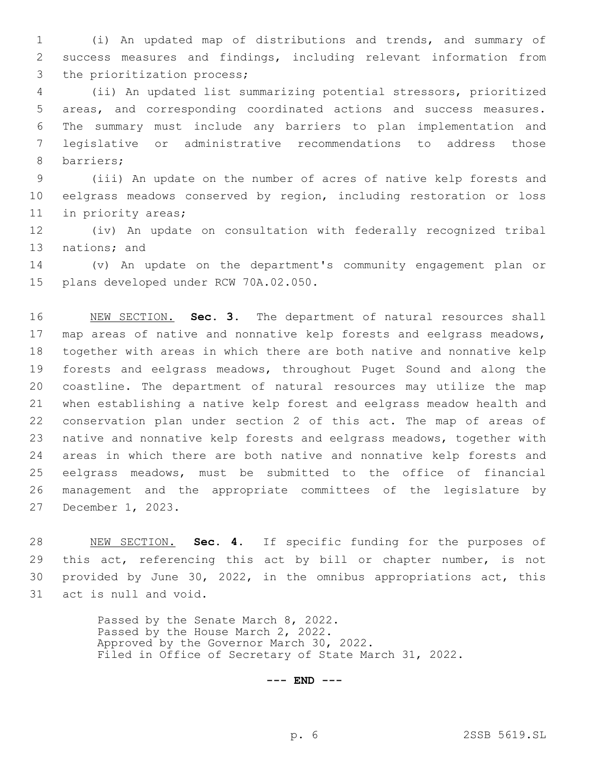(i) An updated map of distributions and trends, and summary of success measures and findings, including relevant information from the prioritization process;

(ii) An updated list summarizing potential stressors, prioritized areas, and corresponding coordinated actions and success measures. The summary must include any barriers to plan implementation and legislative or administrative recommendations to address those barriers;

(iii) An update on the number of acres of native kelp forests and eelgrass meadows conserved by region, including restoration or loss in priority areas;

(iv) An update on consultation with federally recognized tribal nations; and

(v) An update on the department's community engagement plan or plans developed under RCW 70A.02.050.

NEW SECTION. **Sec. 3.** The department of natural resources shall map areas of native and nonnative kelp forests and eelgrass meadows, together with areas in which there are both native and nonnative kelp forests and eelgrass meadows, throughout Puget Sound and along the coastline. The department of natural resources may utilize the map when establishing a native kelp forest and eelgrass meadow health and conservation plan under section 2 of this act. The map of areas of native and nonnative kelp forests and eelgrass meadows, together with areas in which there are both native and nonnative kelp forests and eelgrass meadows, must be submitted to the office of financial management and the appropriate committees of the legislature by December 1, 2023.

NEW SECTION. **Sec. 4.** If specific funding for the purposes of this act, referencing this act by bill or chapter number, is not provided by June 30, 2022, in the omnibus appropriations act, this act is null and void.

Passed by the Senate March 8, 2022.
Passed by the House March 2, 2022.
Approved by the Governor March 30, 2022.
Filed in Office of Secretary of State March 31, 2022.

**--- END ---**